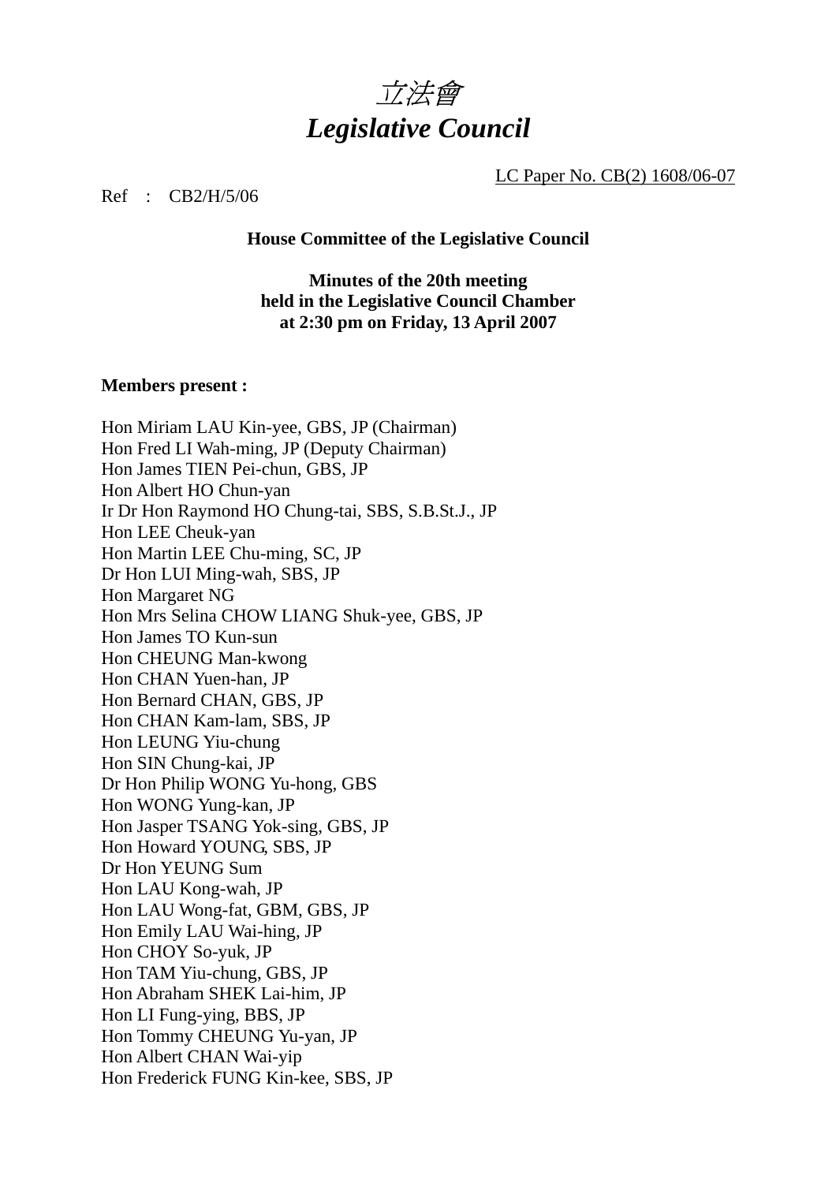# *立法會*
# *Legislative Council*

LC Paper No. CB(2) 1608/06-07

Ref : CB2/H/5/06

**House Committee of the Legislative Council**

**Minutes of the 20th meeting**
**held in the Legislative Council Chamber**
**at 2:30 pm on Friday, 13 April 2007**

**Members present :**

Hon Miriam LAU Kin-yee, GBS, JP (Chairman)
Hon Fred LI Wah-ming, JP (Deputy Chairman)
Hon James TIEN Pei-chun, GBS, JP
Hon Albert HO Chun-yan
Ir Dr Hon Raymond HO Chung-tai, SBS, S.B.St.J., JP
Hon LEE Cheuk-yan
Hon Martin LEE Chu-ming, SC, JP
Dr Hon LUI Ming-wah, SBS, JP
Hon Margaret NG
Hon Mrs Selina CHOW LIANG Shuk-yee, GBS, JP
Hon James TO Kun-sun
Hon CHEUNG Man-kwong
Hon CHAN Yuen-han, JP
Hon Bernard CHAN, GBS, JP
Hon CHAN Kam-lam, SBS, JP
Hon LEUNG Yiu-chung
Hon SIN Chung-kai, JP
Dr Hon Philip WONG Yu-hong, GBS
Hon WONG Yung-kan, JP
Hon Jasper TSANG Yok-sing, GBS, JP
Hon Howard YOUNG, SBS, JP
Dr Hon YEUNG Sum
Hon LAU Kong-wah, JP
Hon LAU Wong-fat, GBM, GBS, JP
Hon Emily LAU Wai-hing, JP
Hon CHOY So-yuk, JP
Hon TAM Yiu-chung, GBS, JP
Hon Abraham SHEK Lai-him, JP
Hon LI Fung-ying, BBS, JP
Hon Tommy CHEUNG Yu-yan, JP
Hon Albert CHAN Wai-yip
Hon Frederick FUNG Kin-kee, SBS, JP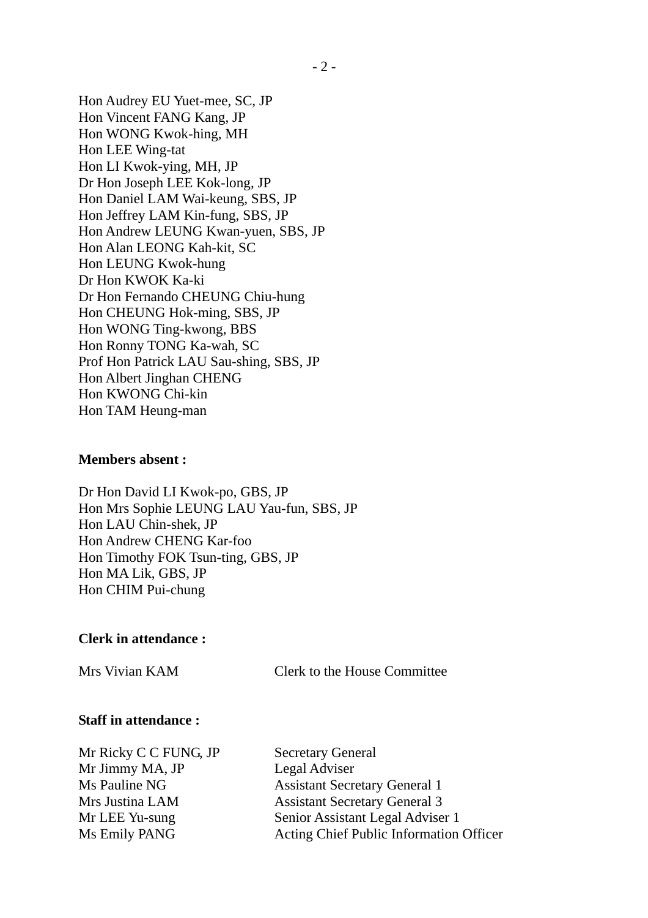Hon Audrey EU Yuet-mee, SC, JP
Hon Vincent FANG Kang, JP
Hon WONG Kwok-hing, MH
Hon LEE Wing-tat
Hon LI Kwok-ying, MH, JP
Dr Hon Joseph LEE Kok-long, JP
Hon Daniel LAM Wai-keung, SBS, JP
Hon Jeffrey LAM Kin-fung, SBS, JP
Hon Andrew LEUNG Kwan-yuen, SBS, JP
Hon Alan LEONG Kah-kit, SC
Hon LEUNG Kwok-hung
Dr Hon KWOK Ka-ki
Dr Hon Fernando CHEUNG Chiu-hung
Hon CHEUNG Hok-ming, SBS, JP
Hon WONG Ting-kwong, BBS
Hon Ronny TONG Ka-wah, SC
Prof Hon Patrick LAU Sau-shing, SBS, JP
Hon Albert Jinghan CHENG
Hon KWONG Chi-kin
Hon TAM Heung-man

**Members absent :**

Dr Hon David LI Kwok-po, GBS, JP
Hon Mrs Sophie LEUNG LAU Yau-fun, SBS, JP
Hon LAU Chin-shek, JP
Hon Andrew CHENG Kar-foo
Hon Timothy FOK Tsun-ting, GBS, JP
Hon MA Lik, GBS, JP
Hon CHIM Pui-chung

**Clerk in attendance :**

| | |
|---|---|
| Mrs Vivian KAM | Clerk to the House Committee |

**Staff in attendance :**

| | |
|---|---|
| Mr Ricky C C FUNG, JP | Secretary General |
| Mr Jimmy MA, JP | Legal Adviser |
| Ms Pauline NG | Assistant Secretary General 1 |
| Mrs Justina LAM | Assistant Secretary General 3 |
| Mr LEE Yu-sung | Senior Assistant Legal Adviser 1 |
| Ms Emily PANG | Acting Chief Public Information Officer |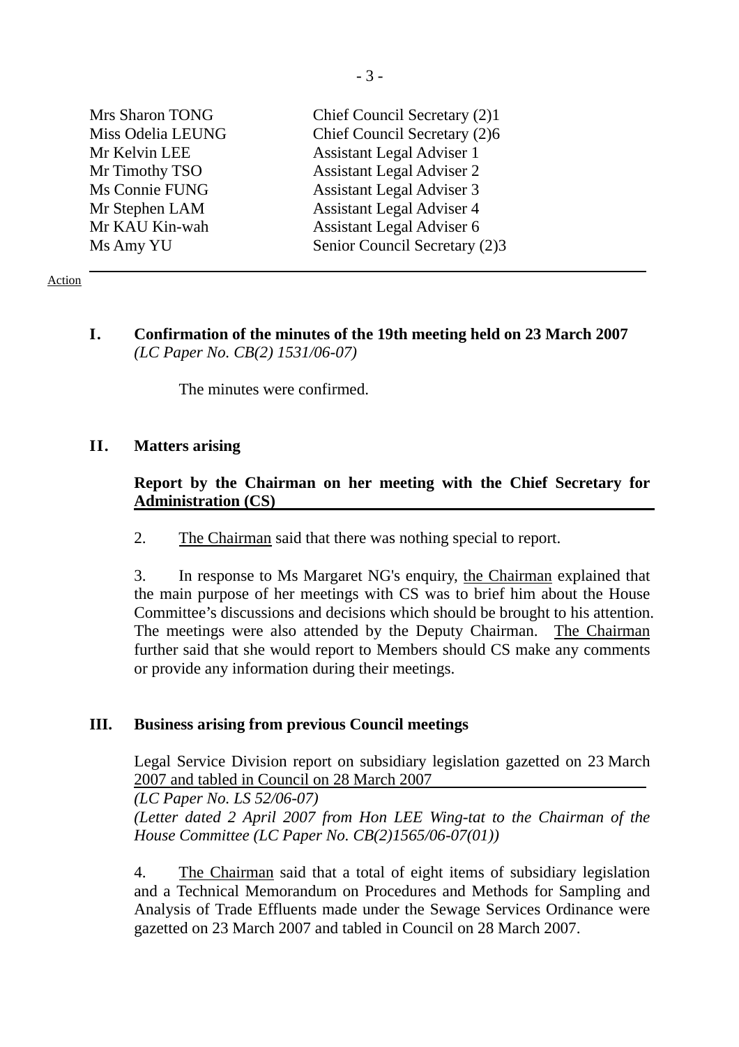| | |
|---|---|
| Mrs Sharon TONG | Chief Council Secretary (2)1 |
| Miss Odelia LEUNG | Chief Council Secretary (2)6 |
| Mr Kelvin LEE | Assistant Legal Adviser 1 |
| Mr Timothy TSO | Assistant Legal Adviser 2 |
| Ms Connie FUNG | Assistant Legal Adviser 3 |
| Mr Stephen LAM | Assistant Legal Adviser 4 |
| Mr KAU Kin-wah | Assistant Legal Adviser 6 |
| Ms Amy YU | Senior Council Secretary (2)3 |

---

Action

**I. Confirmation of the minutes of the 19th meeting held on 23 March 2007**
*(LC Paper No. CB(2) 1531/06-07)*

The minutes were confirmed.

**II. Matters arising**

**Report by the Chairman on her meeting with the Chief Secretary for Administration (CS)**

2. The Chairman said that there was nothing special to report.

3. In response to Ms Margaret NG's enquiry, the Chairman explained that the main purpose of her meetings with CS was to brief him about the House Committee's discussions and decisions which should be brought to his attention. The meetings were also attended by the Deputy Chairman. The Chairman further said that she would report to Members should CS make any comments or provide any information during their meetings.

**III. Business arising from previous Council meetings**

Legal Service Division report on subsidiary legislation gazetted on 23 March 2007 and tabled in Council on 28 March 2007
*(LC Paper No. LS 52/06-07)*
*(Letter dated 2 April 2007 from Hon LEE Wing-tat to the Chairman of the House Committee (LC Paper No. CB(2)1565/06-07(01))*

4. The Chairman said that a total of eight items of subsidiary legislation and a Technical Memorandum on Procedures and Methods for Sampling and Analysis of Trade Effluents made under the Sewage Services Ordinance were gazetted on 23 March 2007 and tabled in Council on 28 March 2007.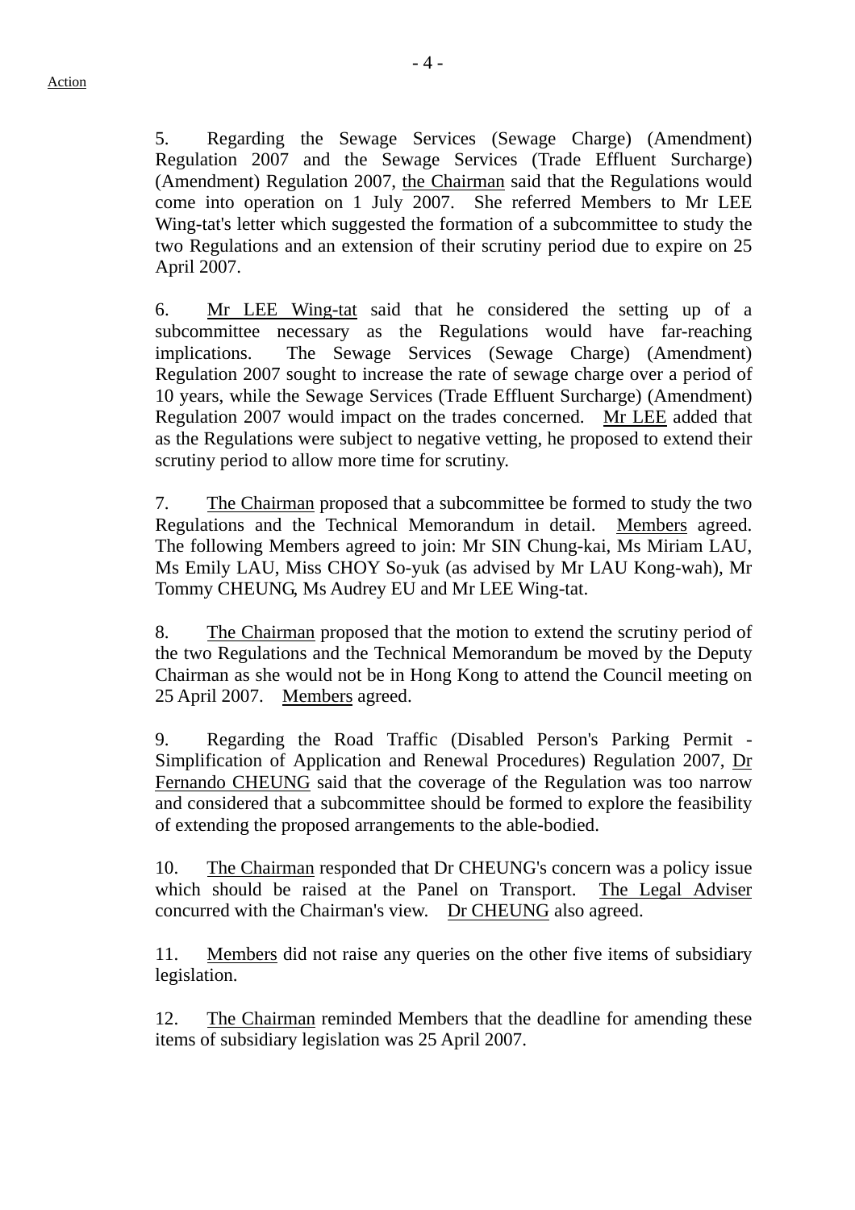Action

5. Regarding the Sewage Services (Sewage Charge) (Amendment) Regulation 2007 and the Sewage Services (Trade Effluent Surcharge) (Amendment) Regulation 2007, the Chairman said that the Regulations would come into operation on 1 July 2007. She referred Members to Mr LEE Wing-tat's letter which suggested the formation of a subcommittee to study the two Regulations and an extension of their scrutiny period due to expire on 25 April 2007.

6. Mr LEE Wing-tat said that he considered the setting up of a subcommittee necessary as the Regulations would have far-reaching implications. The Sewage Services (Sewage Charge) (Amendment) Regulation 2007 sought to increase the rate of sewage charge over a period of 10 years, while the Sewage Services (Trade Effluent Surcharge) (Amendment) Regulation 2007 would impact on the trades concerned. Mr LEE added that as the Regulations were subject to negative vetting, he proposed to extend their scrutiny period to allow more time for scrutiny.

7. The Chairman proposed that a subcommittee be formed to study the two Regulations and the Technical Memorandum in detail. Members agreed. The following Members agreed to join: Mr SIN Chung-kai, Ms Miriam LAU, Ms Emily LAU, Miss CHOY So-yuk (as advised by Mr LAU Kong-wah), Mr Tommy CHEUNG, Ms Audrey EU and Mr LEE Wing-tat.

8. The Chairman proposed that the motion to extend the scrutiny period of the two Regulations and the Technical Memorandum be moved by the Deputy Chairman as she would not be in Hong Kong to attend the Council meeting on 25 April 2007. Members agreed.

9. Regarding the Road Traffic (Disabled Person's Parking Permit - Simplification of Application and Renewal Procedures) Regulation 2007, Dr Fernando CHEUNG said that the coverage of the Regulation was too narrow and considered that a subcommittee should be formed to explore the feasibility of extending the proposed arrangements to the able-bodied.

10. The Chairman responded that Dr CHEUNG's concern was a policy issue which should be raised at the Panel on Transport. The Legal Adviser concurred with the Chairman's view. Dr CHEUNG also agreed.

11. Members did not raise any queries on the other five items of subsidiary legislation.

12. The Chairman reminded Members that the deadline for amending these items of subsidiary legislation was 25 April 2007.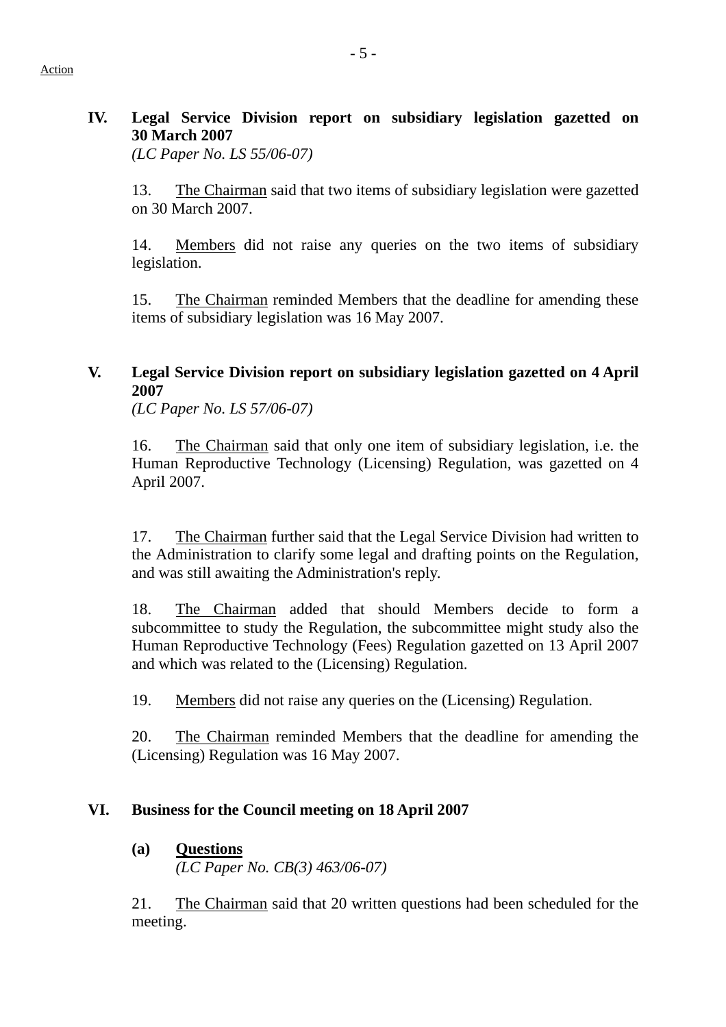Action

## IV. Legal Service Division report on subsidiary legislation gazetted on 30 March 2007

*(LC Paper No. LS 55/06-07)*

13. The Chairman said that two items of subsidiary legislation were gazetted on 30 March 2007.

14. Members did not raise any queries on the two items of subsidiary legislation.

15. The Chairman reminded Members that the deadline for amending these items of subsidiary legislation was 16 May 2007.

## V. Legal Service Division report on subsidiary legislation gazetted on 4 April 2007

*(LC Paper No. LS 57/06-07)*

16. The Chairman said that only one item of subsidiary legislation, i.e. the Human Reproductive Technology (Licensing) Regulation, was gazetted on 4 April 2007.

17. The Chairman further said that the Legal Service Division had written to the Administration to clarify some legal and drafting points on the Regulation, and was still awaiting the Administration's reply.

18. The Chairman added that should Members decide to form a subcommittee to study the Regulation, the subcommittee might study also the Human Reproductive Technology (Fees) Regulation gazetted on 13 April 2007 and which was related to the (Licensing) Regulation.

19. Members did not raise any queries on the (Licensing) Regulation.

20. The Chairman reminded Members that the deadline for amending the (Licensing) Regulation was 16 May 2007.

## VI. Business for the Council meeting on 18 April 2007

### (a) Questions

*(LC Paper No. CB(3) 463/06-07)*

21. The Chairman said that 20 written questions had been scheduled for the meeting.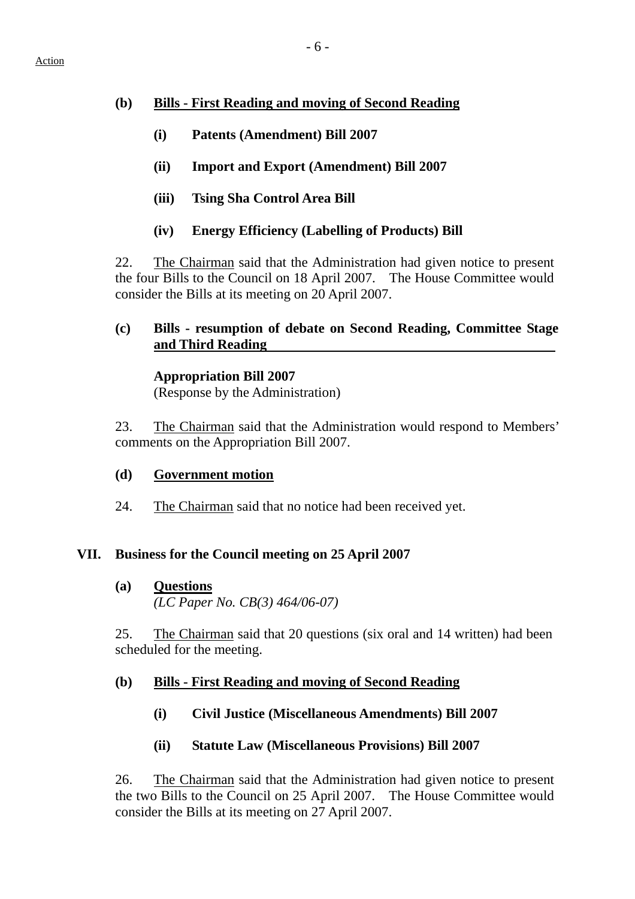Action

**(b) Bills - First Reading and moving of Second Reading**

**(i) Patents (Amendment) Bill 2007**

**(ii) Import and Export (Amendment) Bill 2007**

**(iii) Tsing Sha Control Area Bill**

**(iv) Energy Efficiency (Labelling of Products) Bill**

22. The Chairman said that the Administration had given notice to present the four Bills to the Council on 18 April 2007. The House Committee would consider the Bills at its meeting on 20 April 2007.

**(c) Bills - resumption of debate on Second Reading, Committee Stage and Third Reading**

**Appropriation Bill 2007**
(Response by the Administration)

23. The Chairman said that the Administration would respond to Members' comments on the Appropriation Bill 2007.

**(d) Government motion**

24. The Chairman said that no notice had been received yet.

## VII. Business for the Council meeting on 25 April 2007

**(a) Questions**
*(LC Paper No. CB(3) 464/06-07)*

25. The Chairman said that 20 questions (six oral and 14 written) had been scheduled for the meeting.

**(b) Bills - First Reading and moving of Second Reading**

**(i) Civil Justice (Miscellaneous Amendments) Bill 2007**

**(ii) Statute Law (Miscellaneous Provisions) Bill 2007**

26. The Chairman said that the Administration had given notice to present the two Bills to the Council on 25 April 2007. The House Committee would consider the Bills at its meeting on 27 April 2007.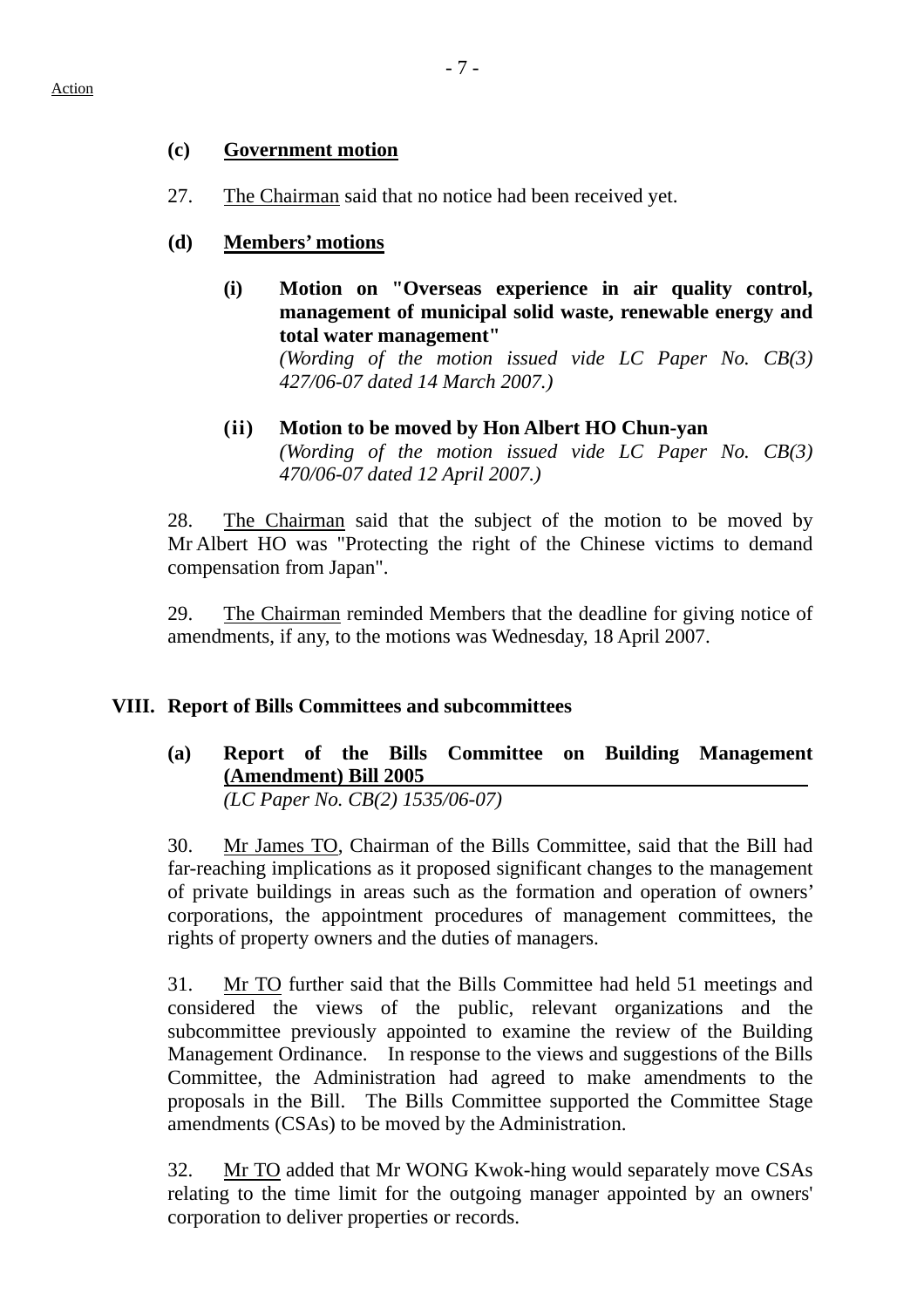Action

**(c) Government motion**

27. The Chairman said that no notice had been received yet.

**(d) Members' motions**

**(i) Motion on "Overseas experience in air quality control, management of municipal solid waste, renewable energy and total water management"**
*(Wording of the motion issued vide LC Paper No. CB(3) 427/06-07 dated 14 March 2007.)*

**(ii) Motion to be moved by Hon Albert HO Chun-yan**
*(Wording of the motion issued vide LC Paper No. CB(3) 470/06-07 dated 12 April 2007.)*

28. The Chairman said that the subject of the motion to be moved by Mr Albert HO was "Protecting the right of the Chinese victims to demand compensation from Japan".

29. The Chairman reminded Members that the deadline for giving notice of amendments, if any, to the motions was Wednesday, 18 April 2007.

## VIII. Report of Bills Committees and subcommittees

**(a) Report of the Bills Committee on Building Management (Amendment) Bill 2005**
*(LC Paper No. CB(2) 1535/06-07)*

30. Mr James TO, Chairman of the Bills Committee, said that the Bill had far-reaching implications as it proposed significant changes to the management of private buildings in areas such as the formation and operation of owners' corporations, the appointment procedures of management committees, the rights of property owners and the duties of managers.

31. Mr TO further said that the Bills Committee had held 51 meetings and considered the views of the public, relevant organizations and the subcommittee previously appointed to examine the review of the Building Management Ordinance. In response to the views and suggestions of the Bills Committee, the Administration had agreed to make amendments to the proposals in the Bill. The Bills Committee supported the Committee Stage amendments (CSAs) to be moved by the Administration.

32. Mr TO added that Mr WONG Kwok-hing would separately move CSAs relating to the time limit for the outgoing manager appointed by an owners' corporation to deliver properties or records.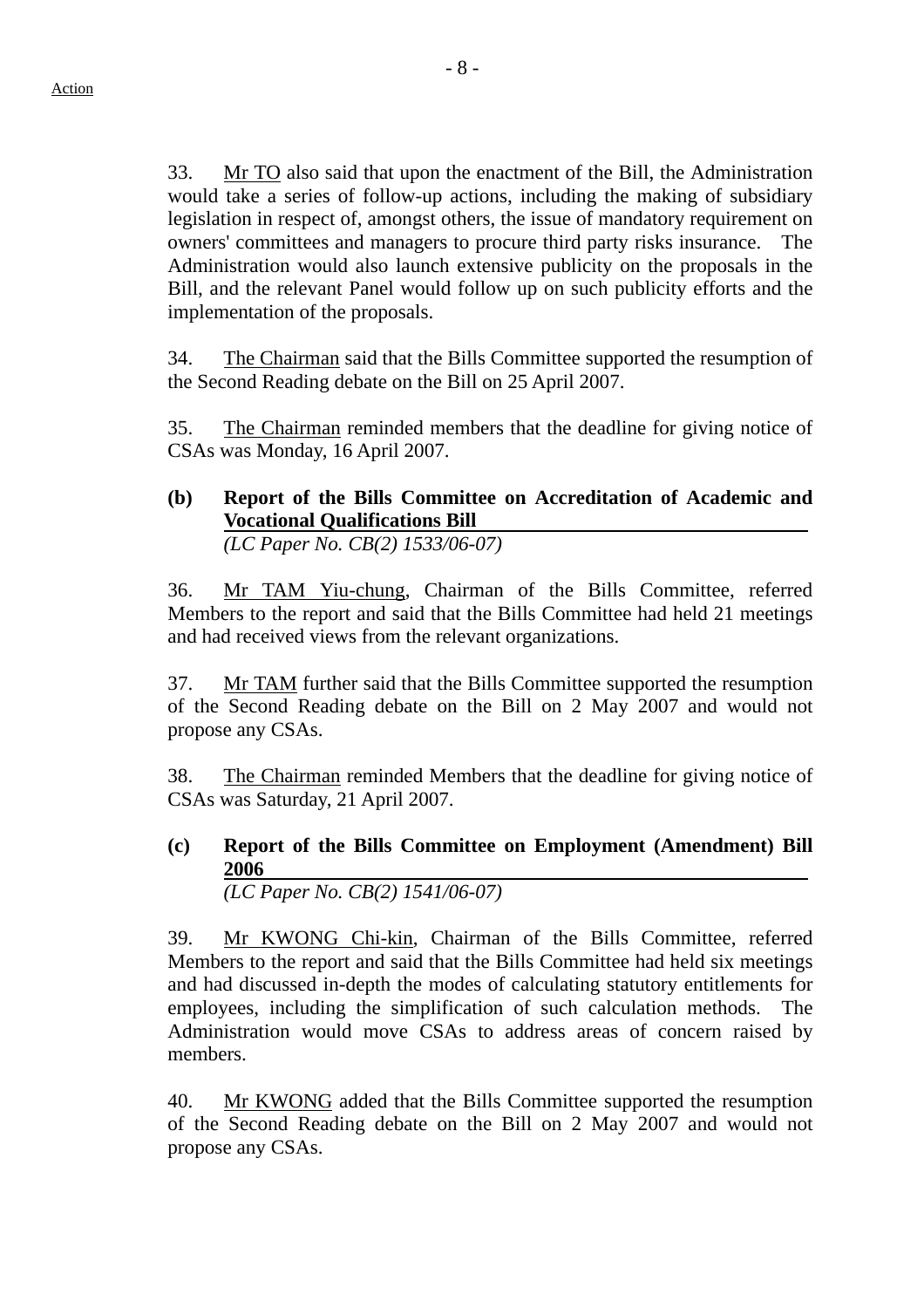33. Mr TO also said that upon the enactment of the Bill, the Administration would take a series of follow-up actions, including the making of subsidiary legislation in respect of, amongst others, the issue of mandatory requirement on owners' committees and managers to procure third party risks insurance. The Administration would also launch extensive publicity on the proposals in the Bill, and the relevant Panel would follow up on such publicity efforts and the implementation of the proposals.

34. The Chairman said that the Bills Committee supported the resumption of the Second Reading debate on the Bill on 25 April 2007.

35. The Chairman reminded members that the deadline for giving notice of CSAs was Monday, 16 April 2007.

**(b) Report of the Bills Committee on Accreditation of Academic and Vocational Qualifications Bill**
*(LC Paper No. CB(2) 1533/06-07)*

36. Mr TAM Yiu-chung, Chairman of the Bills Committee, referred Members to the report and said that the Bills Committee had held 21 meetings and had received views from the relevant organizations.

37. Mr TAM further said that the Bills Committee supported the resumption of the Second Reading debate on the Bill on 2 May 2007 and would not propose any CSAs.

38. The Chairman reminded Members that the deadline for giving notice of CSAs was Saturday, 21 April 2007.

**(c) Report of the Bills Committee on Employment (Amendment) Bill 2006**
*(LC Paper No. CB(2) 1541/06-07)*

39. Mr KWONG Chi-kin, Chairman of the Bills Committee, referred Members to the report and said that the Bills Committee had held six meetings and had discussed in-depth the modes of calculating statutory entitlements for employees, including the simplification of such calculation methods. The Administration would move CSAs to address areas of concern raised by members.

40. Mr KWONG added that the Bills Committee supported the resumption of the Second Reading debate on the Bill on 2 May 2007 and would not propose any CSAs.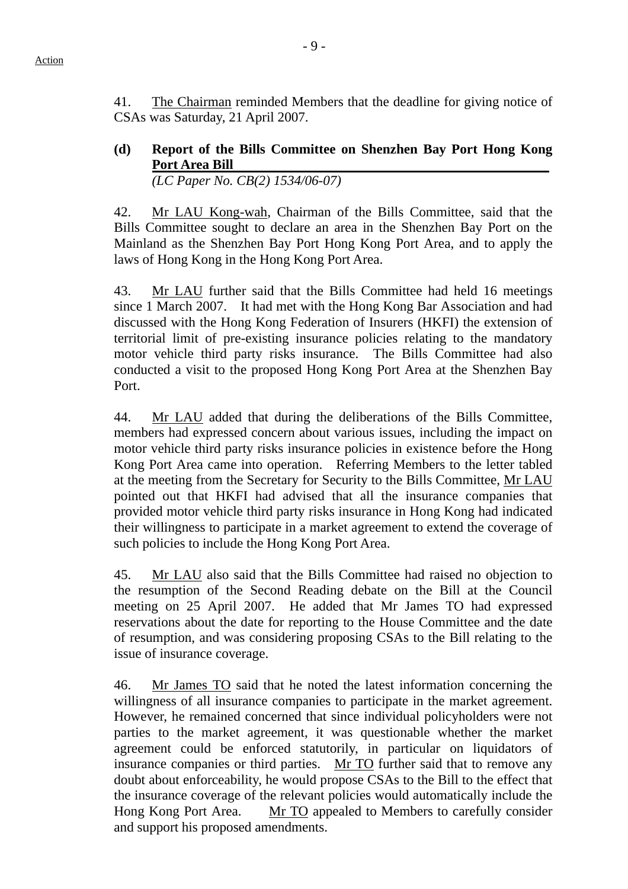Action

41. The Chairman reminded Members that the deadline for giving notice of CSAs was Saturday, 21 April 2007.

**(d) Report of the Bills Committee on Shenzhen Bay Port Hong Kong Port Area Bill**
*(LC Paper No. CB(2) 1534/06-07)*

42. Mr LAU Kong-wah, Chairman of the Bills Committee, said that the Bills Committee sought to declare an area in the Shenzhen Bay Port on the Mainland as the Shenzhen Bay Port Hong Kong Port Area, and to apply the laws of Hong Kong in the Hong Kong Port Area.

43. Mr LAU further said that the Bills Committee had held 16 meetings since 1 March 2007. It had met with the Hong Kong Bar Association and had discussed with the Hong Kong Federation of Insurers (HKFI) the extension of territorial limit of pre-existing insurance policies relating to the mandatory motor vehicle third party risks insurance. The Bills Committee had also conducted a visit to the proposed Hong Kong Port Area at the Shenzhen Bay Port.

44. Mr LAU added that during the deliberations of the Bills Committee, members had expressed concern about various issues, including the impact on motor vehicle third party risks insurance policies in existence before the Hong Kong Port Area came into operation. Referring Members to the letter tabled at the meeting from the Secretary for Security to the Bills Committee, Mr LAU pointed out that HKFI had advised that all the insurance companies that provided motor vehicle third party risks insurance in Hong Kong had indicated their willingness to participate in a market agreement to extend the coverage of such policies to include the Hong Kong Port Area.

45. Mr LAU also said that the Bills Committee had raised no objection to the resumption of the Second Reading debate on the Bill at the Council meeting on 25 April 2007. He added that Mr James TO had expressed reservations about the date for reporting to the House Committee and the date of resumption, and was considering proposing CSAs to the Bill relating to the issue of insurance coverage.

46. Mr James TO said that he noted the latest information concerning the willingness of all insurance companies to participate in the market agreement. However, he remained concerned that since individual policyholders were not parties to the market agreement, it was questionable whether the market agreement could be enforced statutorily, in particular on liquidators of insurance companies or third parties. Mr TO further said that to remove any doubt about enforceability, he would propose CSAs to the Bill to the effect that the insurance coverage of the relevant policies would automatically include the Hong Kong Port Area. Mr TO appealed to Members to carefully consider and support his proposed amendments.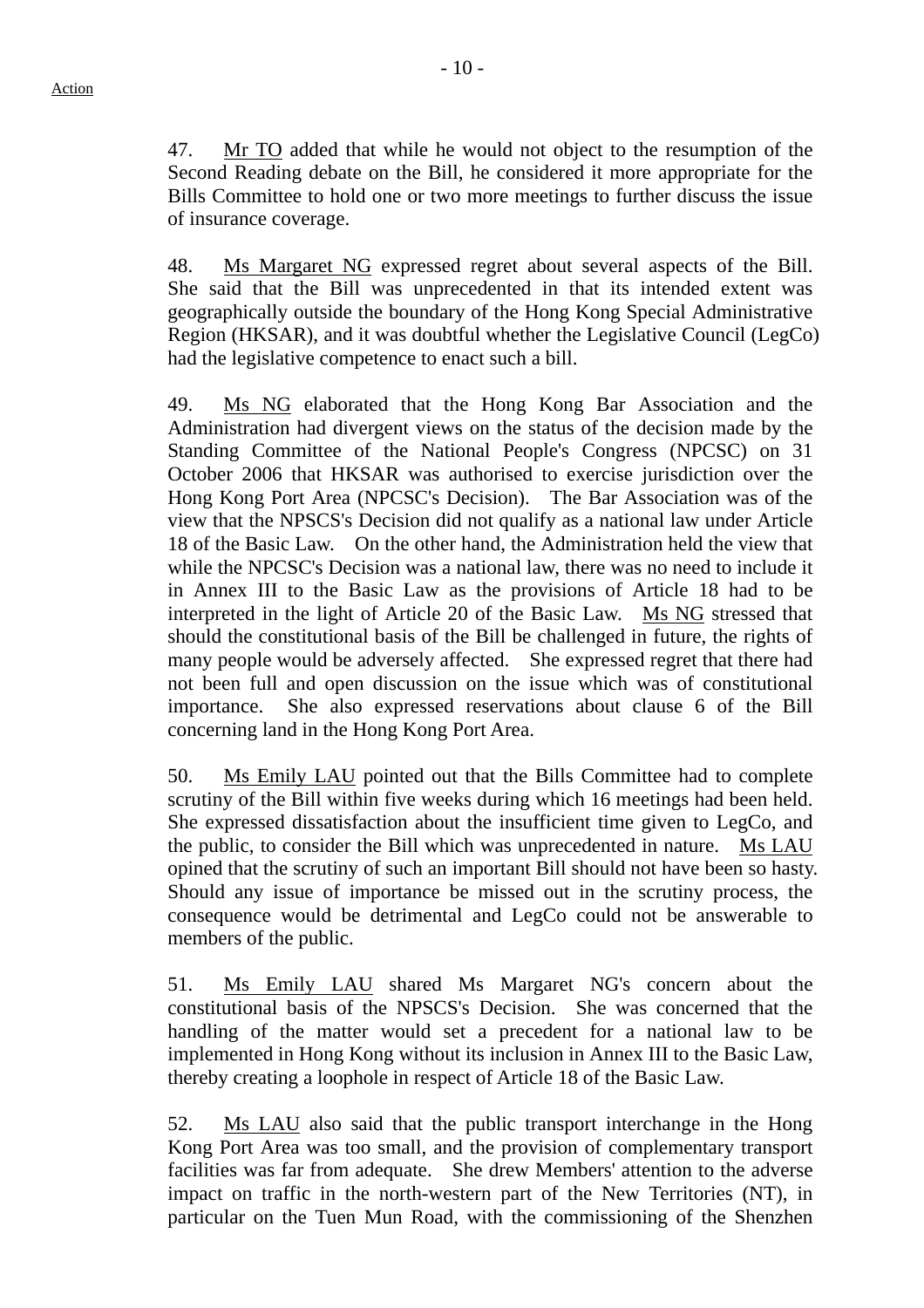Action

47. Mr TO added that while he would not object to the resumption of the Second Reading debate on the Bill, he considered it more appropriate for the Bills Committee to hold one or two more meetings to further discuss the issue of insurance coverage.

48. Ms Margaret NG expressed regret about several aspects of the Bill. She said that the Bill was unprecedented in that its intended extent was geographically outside the boundary of the Hong Kong Special Administrative Region (HKSAR), and it was doubtful whether the Legislative Council (LegCo) had the legislative competence to enact such a bill.

49. Ms NG elaborated that the Hong Kong Bar Association and the Administration had divergent views on the status of the decision made by the Standing Committee of the National People's Congress (NPCSC) on 31 October 2006 that HKSAR was authorised to exercise jurisdiction over the Hong Kong Port Area (NPCSC's Decision). The Bar Association was of the view that the NPSCS's Decision did not qualify as a national law under Article 18 of the Basic Law. On the other hand, the Administration held the view that while the NPCSC's Decision was a national law, there was no need to include it in Annex III to the Basic Law as the provisions of Article 18 had to be interpreted in the light of Article 20 of the Basic Law. Ms NG stressed that should the constitutional basis of the Bill be challenged in future, the rights of many people would be adversely affected. She expressed regret that there had not been full and open discussion on the issue which was of constitutional importance. She also expressed reservations about clause 6 of the Bill concerning land in the Hong Kong Port Area.

50. Ms Emily LAU pointed out that the Bills Committee had to complete scrutiny of the Bill within five weeks during which 16 meetings had been held. She expressed dissatisfaction about the insufficient time given to LegCo, and the public, to consider the Bill which was unprecedented in nature. Ms LAU opined that the scrutiny of such an important Bill should not have been so hasty. Should any issue of importance be missed out in the scrutiny process, the consequence would be detrimental and LegCo could not be answerable to members of the public.

51. Ms Emily LAU shared Ms Margaret NG's concern about the constitutional basis of the NPSCS's Decision. She was concerned that the handling of the matter would set a precedent for a national law to be implemented in Hong Kong without its inclusion in Annex III to the Basic Law, thereby creating a loophole in respect of Article 18 of the Basic Law.

52. Ms LAU also said that the public transport interchange in the Hong Kong Port Area was too small, and the provision of complementary transport facilities was far from adequate. She drew Members' attention to the adverse impact on traffic in the north-western part of the New Territories (NT), in particular on the Tuen Mun Road, with the commissioning of the Shenzhen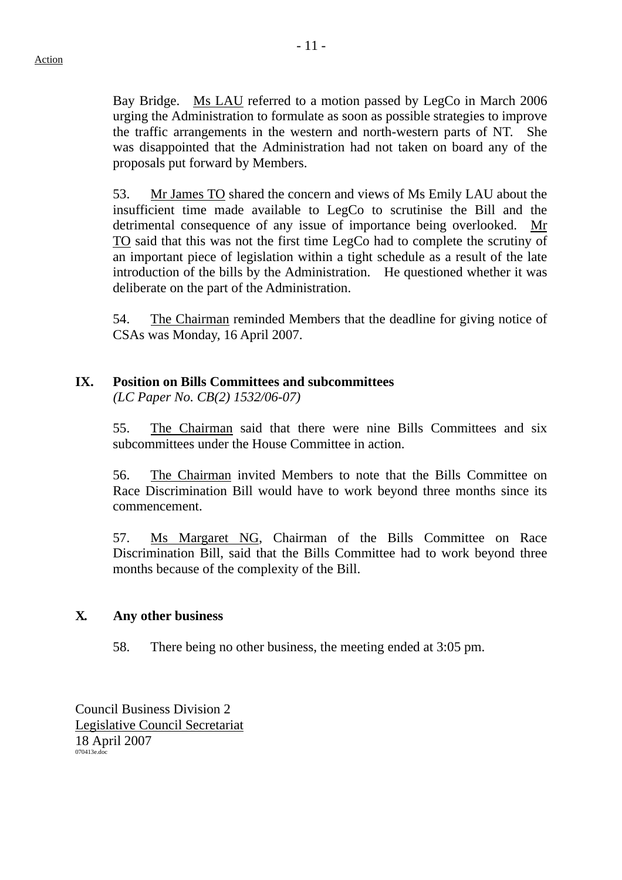Bay Bridge. Ms LAU referred to a motion passed by LegCo in March 2006 urging the Administration to formulate as soon as possible strategies to improve the traffic arrangements in the western and north-western parts of NT. She was disappointed that the Administration had not taken on board any of the proposals put forward by Members.

53. Mr James TO shared the concern and views of Ms Emily LAU about the insufficient time made available to LegCo to scrutinise the Bill and the detrimental consequence of any issue of importance being overlooked. Mr TO said that this was not the first time LegCo had to complete the scrutiny of an important piece of legislation within a tight schedule as a result of the late introduction of the bills by the Administration. He questioned whether it was deliberate on the part of the Administration.

54. The Chairman reminded Members that the deadline for giving notice of CSAs was Monday, 16 April 2007.

## IX. Position on Bills Committees and subcommittees

*(LC Paper No. CB(2) 1532/06-07)*

55. The Chairman said that there were nine Bills Committees and six subcommittees under the House Committee in action.

56. The Chairman invited Members to note that the Bills Committee on Race Discrimination Bill would have to work beyond three months since its commencement.

57. Ms Margaret NG, Chairman of the Bills Committee on Race Discrimination Bill, said that the Bills Committee had to work beyond three months because of the complexity of the Bill.

## X. Any other business

58. There being no other business, the meeting ended at 3:05 pm.

Council Business Division 2
Legislative Council Secretariat
18 April 2007
070413e.doc